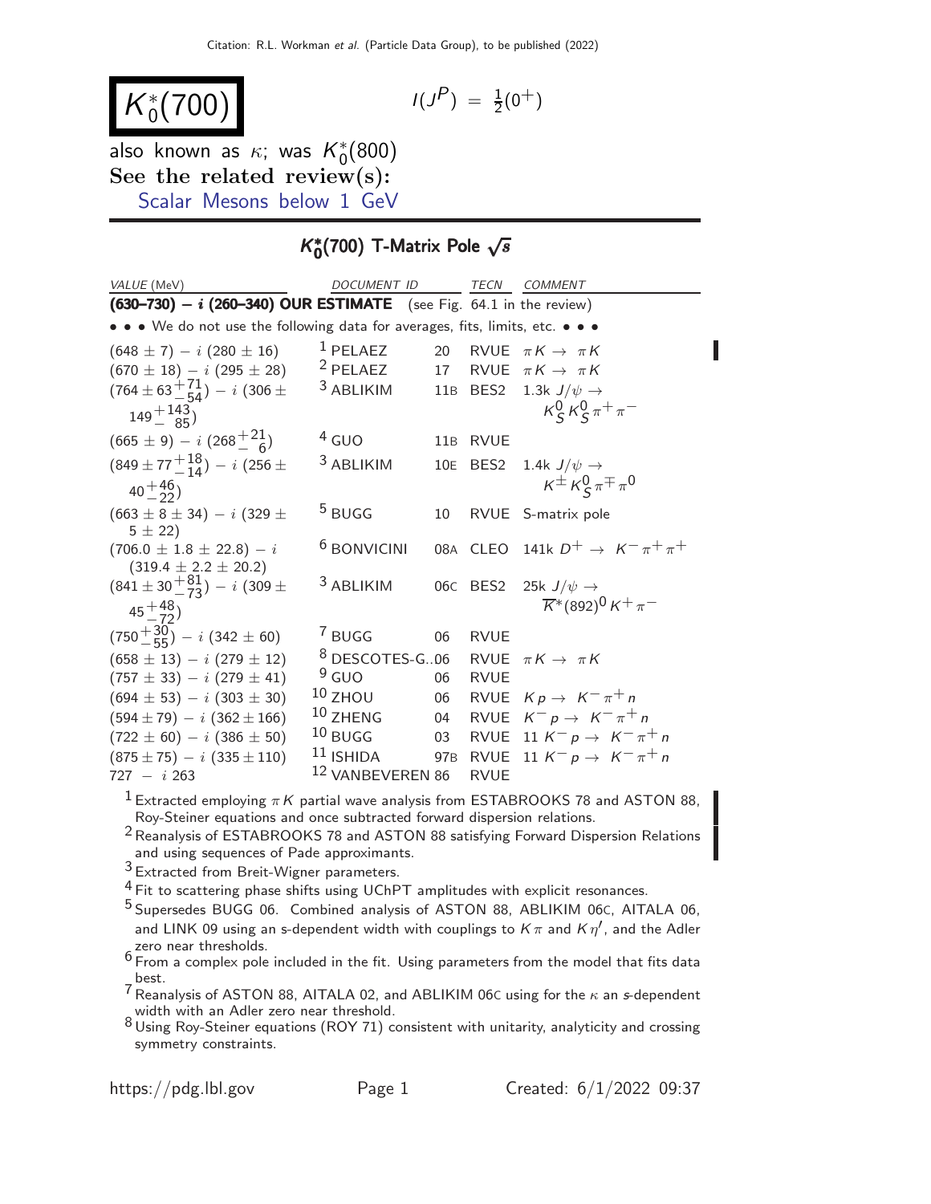# $K_0^*(700)$

$I(J^P) = \frac{1}{2}(0^+)$

also known as $\kappa$; was $K_0^*(800)$

**See the related review(s):**

Scalar Mesons below 1 GeV

## $K_0^*(700)$ T-Matrix Pole $\sqrt{s}$

| VALUE (MeV) | DOCUMENT ID | | TECN | COMMENT |
|---|---|---|---|---|
| **(630–730) − $i$ (260–340) OUR ESTIMATE** | (see Fig. 64.1 in the review) | | | |
| • • • We do not use the following data for averages, fits, limits, etc. • • • | | | | |
| $(648 \pm 7) - i\,(280 \pm 16)$ | [1] PELAEZ | 20 | RVUE | $\pi K \rightarrow \pi K$ |
| $(670 \pm 18) - i\,(295 \pm 28)$ | [2] PELAEZ | 17 | RVUE | $\pi K \rightarrow \pi K$ |
| $(764 \pm 63^{+71}_{-54}) - i\,(306 \pm 149^{+143}_{-85})$ | [3] ABLIKIM | 11B | BES2 | 1.3k $J/\psi \rightarrow K_S^0 K_S^0 \pi^+ \pi^-$ |
| $(665 \pm 9) - i\,(268^{+21}_{-6})$ | [4] GUO | 11B | RVUE | |
| $(849 \pm 77^{+18}_{-14}) - i\,(256 \pm 40^{+46}_{-22})$ | [3] ABLIKIM | 10E | BES2 | 1.4k $J/\psi \rightarrow K^\pm K_S^0 \pi^\mp \pi^0$ |
| $(663 \pm 8 \pm 34) - i\,(329 \pm 5 \pm 22)$ | [5] BUGG | 10 | RVUE | S-matrix pole |
| $(706.0 \pm 1.8 \pm 22.8) - i\,(319.4 \pm 2.2 \pm 20.2)$ | [6] BONVICINI | 08A | CLEO | 141k $D^+ \rightarrow K^- \pi^+ \pi^+$ |
| $(841 \pm 30^{+81}_{-73}) - i\,(309 \pm 45^{+48}_{-72})$ | [3] ABLIKIM | 06C | BES2 | 25k $J/\psi \rightarrow \overline{K}^*(892)^0 K^+ \pi^-$ |
| $(750^{+30}_{-55}) - i\,(342 \pm 60)$ | [7] BUGG | 06 | RVUE | |
| $(658 \pm 13) - i\,(279 \pm 12)$ | [8] DESCOTES-G..06 | | RVUE | $\pi K \rightarrow \pi K$ |
| $(757 \pm 33) - i\,(279 \pm 41)$ | [9] GUO | 06 | RVUE | |
| $(694 \pm 53) - i\,(303 \pm 30)$ | [10] ZHOU | 06 | RVUE | $K p \rightarrow K^- \pi^+ n$ |
| $(594 \pm 79) - i\,(362 \pm 166)$ | [10] ZHENG | 04 | RVUE | $K^- p \rightarrow K^- \pi^+ n$ |
| $(722 \pm 60) - i\,(386 \pm 50)$ | [10] BUGG | 03 | RVUE | 11 $K^- p \rightarrow K^- \pi^+ n$ |
| $(875 \pm 75) - i\,(335 \pm 110)$ | [11] ISHIDA | 97B | RVUE | 11 $K^- p \rightarrow K^- \pi^+ n$ |
| $727 - i\,263$ | [12] VANBEVEREN | 86 | RVUE | |

[1] Extracted employing $\pi K$ partial wave analysis from ESTABROOKS 78 and ASTON 88, Roy-Steiner equations and once subtracted forward dispersion relations.

[2] Reanalysis of ESTABROOKS 78 and ASTON 88 satisfying Forward Dispersion Relations and using sequences of Pade approximants.

[3] Extracted from Breit-Wigner parameters.

[4] Fit to scattering phase shifts using UChPT amplitudes with explicit resonances.

[5] Supersedes BUGG 06. Combined analysis of ASTON 88, ABLIKIM 06C, AITALA 06, and LINK 09 using an s-dependent width with couplings to $K\pi$ and $K\eta'$, and the Adler zero near thresholds.

[6] From a complex pole included in the fit. Using parameters from the model that fits data best.

[7] Reanalysis of ASTON 88, AITALA 02, and ABLIKIM 06C using for the $\kappa$ an $s$-dependent width with an Adler zero near threshold.

[8] Using Roy-Steiner equations (ROY 71) consistent with unitarity, analyticity and crossing symmetry constraints.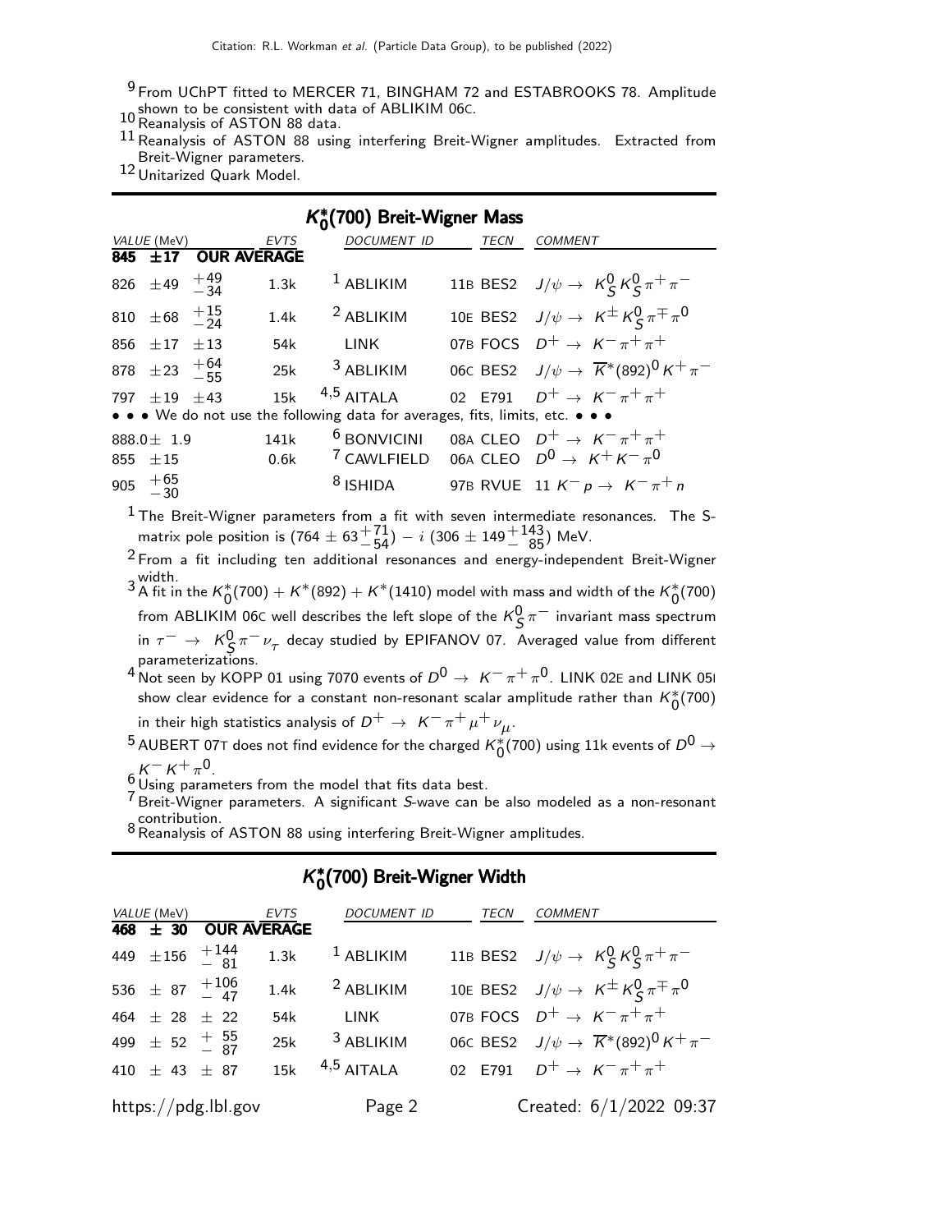[9] From UChPT fitted to MERCER 71, BINGHAM 72 and ESTABROOKS 78. Amplitude shown to be consistent with data of ABLIKIM 06C.

[10] Reanalysis of ASTON 88 data.

[11] Reanalysis of ASTON 88 using interfering Breit-Wigner amplitudes. Extracted from Breit-Wigner parameters.

[12] Unitarized Quark Model.

## $K_0^*(700)$ Breit-Wigner Mass

| VALUE (MeV) | EVTS | DOCUMENT ID | | TECN | COMMENT |
|---|---|---|---|---|---|
| **845 ±17 OUR AVERAGE** | | | | | |
| $826 \pm 49 {}^{+49}_{-34}$ | 1.3k | [1] ABLIKIM | 11B | BES2 | $J/\psi \to K_S^0 K_S^0 \pi^+ \pi^-$ |
| $810 \pm 68 {}^{+15}_{-24}$ | 1.4k | [2] ABLIKIM | 10E | BES2 | $J/\psi \to K^\pm K_S^0 \pi^\mp \pi^0$ |
| $856 \pm 17 \pm 13$ | 54k | LINK | 07B | FOCS | $D^+ \to K^- \pi^+ \pi^+$ |
| $878 \pm 23 {}^{+64}_{-55}$ | 25k | [3] ABLIKIM | 06C | BES2 | $J/\psi \to \overline{K}^*(892)^0 K^+ \pi^-$ |
| $797 \pm 19 \pm 43$ | 15k | [4,5] AITALA | 02 | E791 | $D^+ \to K^- \pi^+ \pi^+$ |
| • • • We do not use the following data for averages, fits, limits, etc. • • • | | | | | |
| $888.0 \pm 1.9$ | 141k | [6] BONVICINI | 08A | CLEO | $D^+ \to K^- \pi^+ \pi^+$ |
| $855 \pm 15$ | 0.6k | [7] CAWLFIELD | 06A | CLEO | $D^0 \to K^+ K^- \pi^0$ |
| $905 {}^{+65}_{-30}$ | | [8] ISHIDA | 97B | RVUE | $11\ K^- p \to K^- \pi^+ n$ |

[1] The Breit-Wigner parameters from a fit with seven intermediate resonances. The S-matrix pole position is $(764 \pm 63 {}^{+71}_{-54}) - i\,(306 \pm 149 {}^{+143}_{-85})$ MeV.

[2] From a fit including ten additional resonances and energy-independent Breit-Wigner width.

[3] A fit in the $K_0^*(700) + K^*(892) + K^*(1410)$ model with mass and width of the $K_0^*(700)$ from ABLIKIM 06C well describes the left slope of the $K_S^0 \pi^-$ invariant mass spectrum in $\tau^- \to K_S^0 \pi^- \nu_\tau$ decay studied by EPIFANOV 07. Averaged value from different parameterizations.

[4] Not seen by KOPP 01 using 7070 events of $D^0 \to K^- \pi^+ \pi^0$. LINK 02E and LINK 05I show clear evidence for a constant non-resonant scalar amplitude rather than $K_0^*(700)$ in their high statistics analysis of $D^+ \to K^- \pi^+ \mu^+ \nu_\mu$.

[5] AUBERT 07T does not find evidence for the charged $K_0^*(700)$ using 11k events of $D^0 \to K^- K^+ \pi^0$.

[6] Using parameters from the model that fits data best.

[7] Breit-Wigner parameters. A significant S-wave can be also modeled as a non-resonant contribution.

[8] Reanalysis of ASTON 88 using interfering Breit-Wigner amplitudes.

## $K_0^*(700)$ Breit-Wigner Width

| VALUE (MeV) | EVTS | DOCUMENT ID | | TECN | COMMENT |
|---|---|---|---|---|---|
| **468 ± 30 OUR AVERAGE** | | | | | |
| $449 \pm 156 {}^{+144}_{-81}$ | 1.3k | [1] ABLIKIM | 11B | BES2 | $J/\psi \to K_S^0 K_S^0 \pi^+ \pi^-$ |
| $536 \pm 87 {}^{+106}_{-47}$ | 1.4k | [2] ABLIKIM | 10E | BES2 | $J/\psi \to K^\pm K_S^0 \pi^\mp \pi^0$ |
| $464 \pm 28 \pm 22$ | 54k | LINK | 07B | FOCS | $D^+ \to K^- \pi^+ \pi^+$ |
| $499 \pm 52 {}^{+55}_{-87}$ | 25k | [3] ABLIKIM | 06C | BES2 | $J/\psi \to \overline{K}^*(892)^0 K^+ \pi^-$ |
| $410 \pm 43 \pm 87$ | 15k | [4,5] AITALA | 02 | E791 | $D^+ \to K^- \pi^+ \pi^+$ |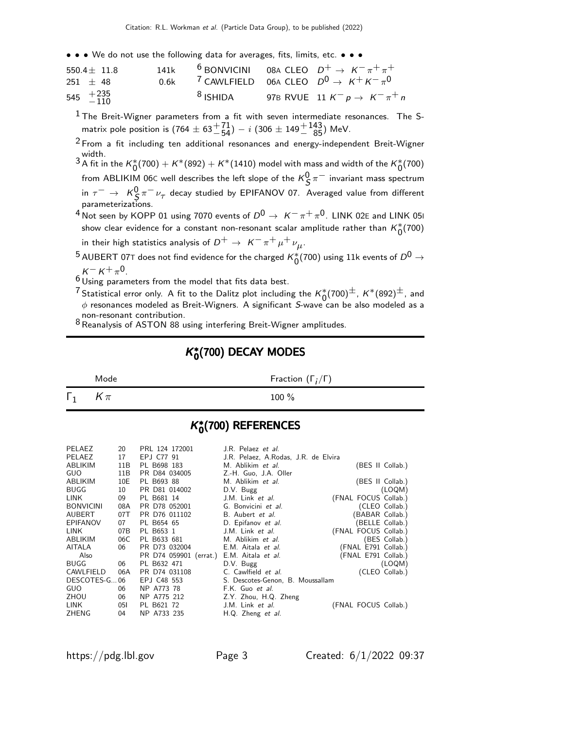• • • We do not use the following data for averages, fits, limits, etc. • • •

| | | | | |
|---|---|---|---|---|
| $550.4 \pm 11.8$ | 141k | [6] BONVICINI | 08A CLEO | $D^+ \rightarrow K^- \pi^+ \pi^+$ |
| $251 \pm 48$ | 0.6k | [7] CAWLFIELD | 06A CLEO | $D^0 \rightarrow K^+ K^- \pi^0$ |
| $545 \ ^{+235}_{-110}$ | | [8] ISHIDA | 97B RVUE | $11 \ K^- p \rightarrow K^- \pi^+ n$ |

[1] The Breit-Wigner parameters from a fit with seven intermediate resonances. The S-matrix pole position is $(764 \pm 63^{+71}_{-54}) - i \ (306 \pm 149^{+143}_{-85})$ MeV.

[2] From a fit including ten additional resonances and energy-independent Breit-Wigner width.

[3] A fit in the $K_0^*(700) + K^*(892) + K^*(1410)$ model with mass and width of the $K_0^*(700)$ from ABLIKIM 06C well describes the left slope of the $K_S^0 \pi^-$ invariant mass spectrum in $\tau^- \rightarrow K_S^0 \pi^- \nu_\tau$ decay studied by EPIFANOV 07. Averaged value from different parameterizations.

[4] Not seen by KOPP 01 using 7070 events of $D^0 \rightarrow K^- \pi^+ \pi^0$. LINK 02E and LINK 05I show clear evidence for a constant non-resonant scalar amplitude rather than $K_0^*(700)$ in their high statistics analysis of $D^+ \rightarrow K^- \pi^+ \mu^+ \nu_\mu$.

[5] AUBERT 07T does not find evidence for the charged $K_0^*(700)$ using 11k events of $D^0 \rightarrow K^- K^+ \pi^0$.

[6] Using parameters from the model that fits data best.

[7] Statistical error only. A fit to the Dalitz plot including the $K_0^*(700)^\pm$, $K^*(892)^\pm$, and $\phi$ resonances modeled as Breit-Wigners. A significant $S$-wave can be also modeled as a non-resonant contribution.

[8] Reanalysis of ASTON 88 using interfering Breit-Wigner amplitudes.

## $K_0^*(700)$ DECAY MODES

| | Mode | Fraction ($\Gamma_i/\Gamma$) |
|---|---|---|
| $\Gamma_1$ | $K\pi$ | 100 % |

## $K_0^*(700)$ REFERENCES

| | | | | |
|---|---|---|---|---|
| PELAEZ | 20 | PRL 124 172001 | J.R. Pelaez *et al.* | |
| PELAEZ | 17 | EPJ C77 91 | J.R. Pelaez, A.Rodas, J.R. de Elvira | |
| ABLIKIM | 11B | PL B698 183 | M. Ablikim *et al.* | (BES II Collab.) |
| GUO | 11B | PR D84 034005 | Z.-H. Guo, J.A. Oller | |
| ABLIKIM | 10E | PL B693 88 | M. Ablikim *et al.* | (BES II Collab.) |
| BUGG | 10 | PR D81 014002 | D.V. Bugg | (LOQM) |
| LINK | 09 | PL B681 14 | J.M. Link *et al.* | (FNAL FOCUS Collab.) |
| BONVICINI | 08A | PR D78 052001 | G. Bonvicini *et al.* | (CLEO Collab.) |
| AUBERT | 07T | PR D76 011102 | B. Aubert *et al.* | (BABAR Collab.) |
| EPIFANOV | 07 | PL B654 65 | D. Epifanov *et al.* | (BELLE Collab.) |
| LINK | 07B | PL B653 1 | J.M. Link *et al.* | (FNAL FOCUS Collab.) |
| ABLIKIM | 06C | PL B633 681 | M. Ablikim *et al.* | (BES Collab.) |
| AITALA | 06 | PR D73 032004 | E.M. Aitala *et al.* | (FNAL E791 Collab.) |
| Also | | PR D74 059901 (errat.) | E.M. Aitala *et al.* | (FNAL E791 Collab.) |
| BUGG | 06 | PL B632 471 | D.V. Bugg | (LOQM) |
| CAWLFIELD | 06A | PR D74 031108 | C. Cawlfield *et al.* | (CLEO Collab.) |
| DESCOTES-G... | 06 | EPJ C48 553 | S. Descotes-Genon, B. Moussallam | |
| GUO | 06 | NP A773 78 | F.K. Guo *et al.* | |
| ZHOU | 06 | NP A775 212 | Z.Y. Zhou, H.Q. Zheng | |
| LINK | 05I | PL B621 72 | J.M. Link *et al.* | (FNAL FOCUS Collab.) |
| ZHENG | 04 | NP A733 235 | H.Q. Zheng *et al.* | |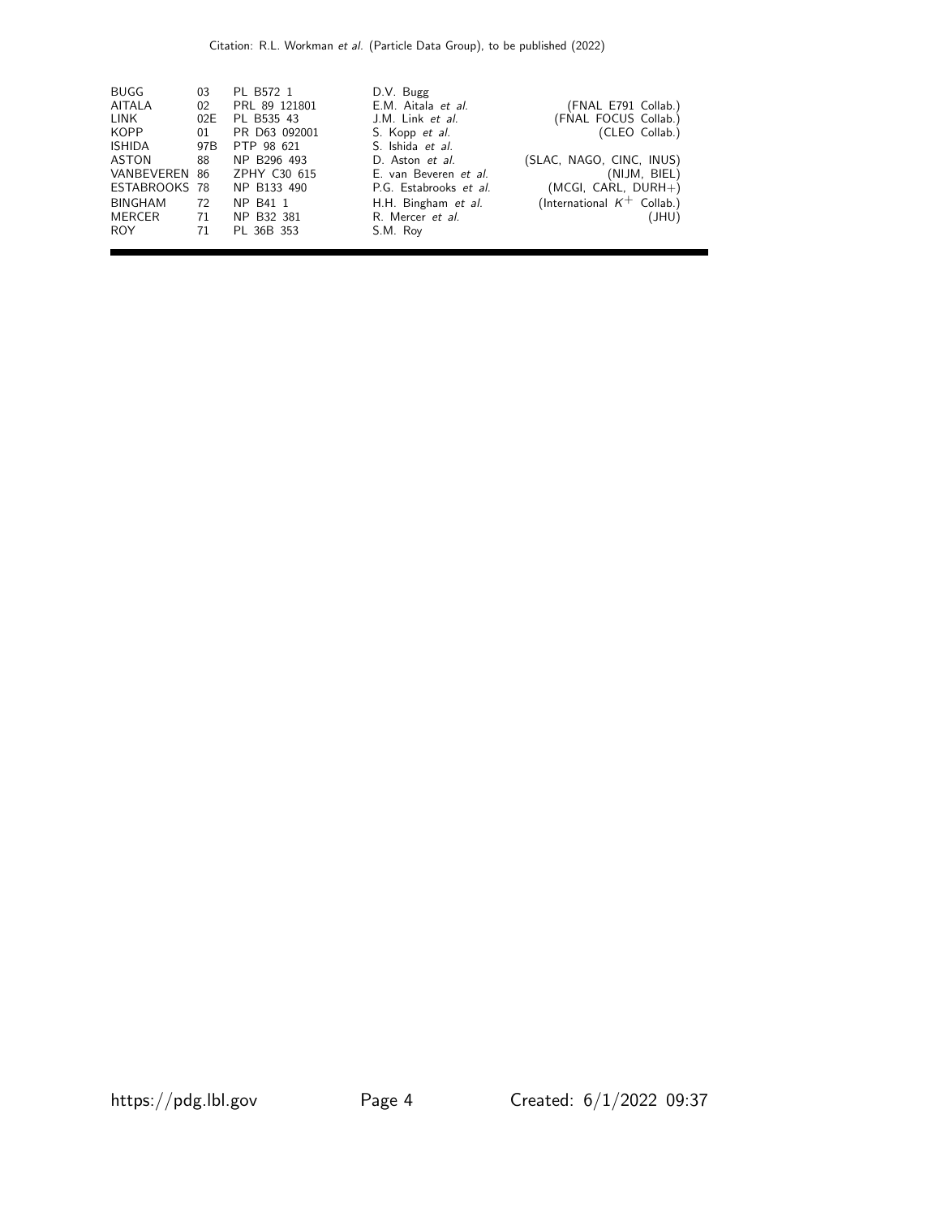| | | | | |
|---|---|---|---|---|
| BUGG | 03 | PL B572 1 | D.V. Bugg | |
| AITALA | 02 | PRL 89 121801 | E.M. Aitala *et al.* | (FNAL E791 Collab.) |
| LINK | 02E | PL B535 43 | J.M. Link *et al.* | (FNAL FOCUS Collab.) |
| KOPP | 01 | PR D63 092001 | S. Kopp *et al.* | (CLEO Collab.) |
| ISHIDA | 97B | PTP 98 621 | S. Ishida *et al.* | |
| ASTON | 88 | NP B296 493 | D. Aston *et al.* | (SLAC, NAGO, CINC, INUS) |
| VANBEVEREN | 86 | ZPHY C30 615 | E. van Beveren *et al.* | (NIJM, BIEL) |
| ESTABROOKS | 78 | NP B133 490 | P.G. Estabrooks *et al.* | (MCGI, CARL, DURH+) |
| BINGHAM | 72 | NP B41 1 | H.H. Bingham *et al.* | (International $K^+$ Collab.) |
| MERCER | 71 | NP B32 381 | R. Mercer *et al.* | (JHU) |
| ROY | 71 | PL 36B 353 | S.M. Roy | |